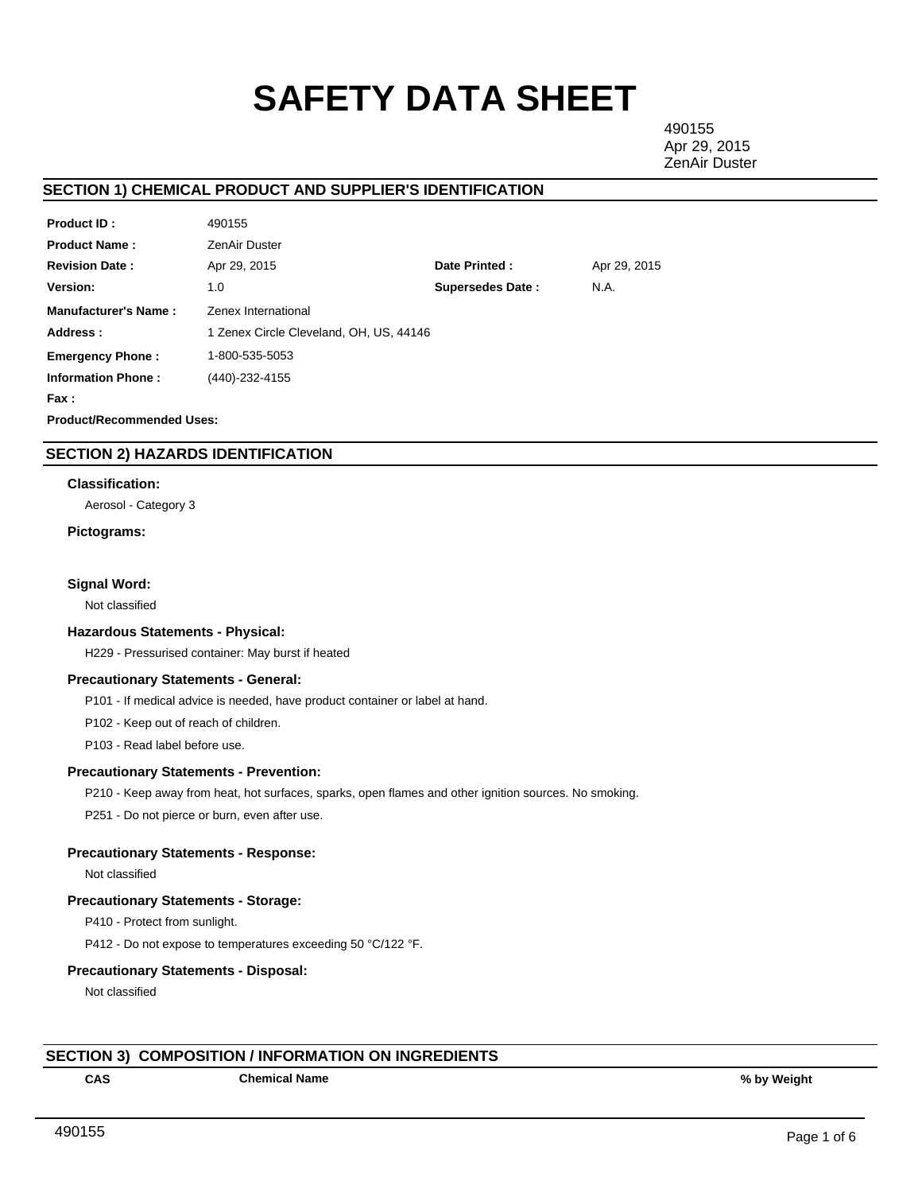# SAFETY DATA SHEET

490155
Apr 29, 2015
ZenAir Duster

## SECTION 1) CHEMICAL PRODUCT AND SUPPLIER'S IDENTIFICATION

| | | | |
|---|---|---|---|
| **Product ID :** | 490155 | | |
| **Product Name :** | ZenAir Duster | | |
| **Revision Date :** | Apr 29, 2015 | **Date Printed :** | Apr 29, 2015 |
| **Version:** | 1.0 | **Supersedes Date :** | N.A. |
| **Manufacturer's Name :** | Zenex International | | |
| **Address :** | 1 Zenex Circle Cleveland, OH, US, 44146 | | |
| **Emergency Phone :** | 1-800-535-5053 | | |
| **Information Phone :** | (440)-232-4155 | | |
| **Fax :** | | | |

**Product/Recommended Uses:**

## SECTION 2) HAZARDS IDENTIFICATION

### Classification:

Aerosol - Category 3

### Pictograms:

### Signal Word:

Not classified

### Hazardous Statements - Physical:

H229 - Pressurised container: May burst if heated

### Precautionary Statements - General:

P101 - If medical advice is needed, have product container or label at hand.

P102 - Keep out of reach of children.

P103 - Read label before use.

### Precautionary Statements - Prevention:

P210 - Keep away from heat, hot surfaces, sparks, open flames and other ignition sources. No smoking.

P251 - Do not pierce or burn, even after use.

### Precautionary Statements - Response:

Not classified

### Precautionary Statements - Storage:

P410 - Protect from sunlight.

P412 - Do not expose to temperatures exceeding 50 °C/122 °F.

### Precautionary Statements - Disposal:

Not classified

## SECTION 3) COMPOSITION / INFORMATION ON INGREDIENTS

| CAS | Chemical Name | % by Weight |
|---|---|---|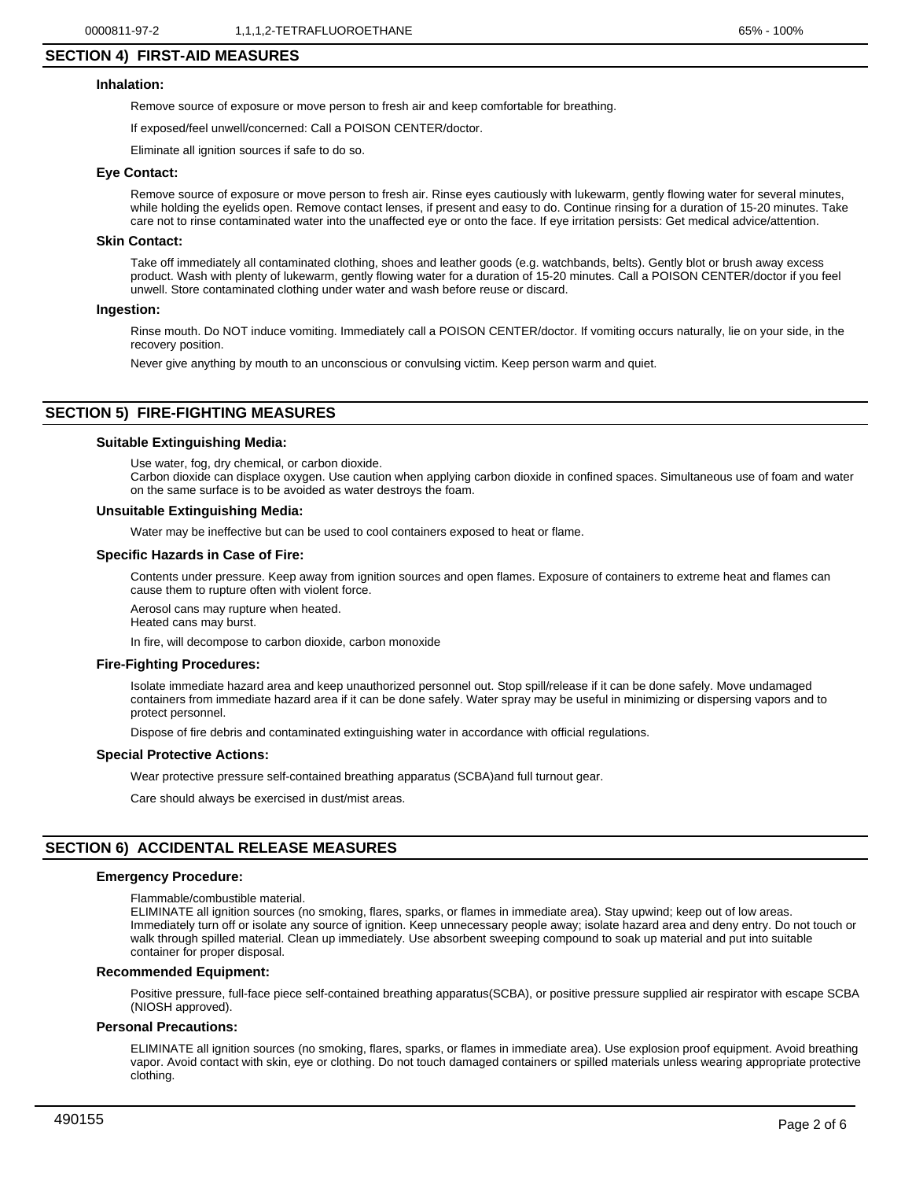| 0000811-97-2 | 1,1,1,2-TETRAFLUOROETHANE | 65% - 100% |
| --- | --- | --- |

## SECTION 4) FIRST-AID MEASURES

### Inhalation:

Remove source of exposure or move person to fresh air and keep comfortable for breathing.

If exposed/feel unwell/concerned: Call a POISON CENTER/doctor.

Eliminate all ignition sources if safe to do so.

### Eye Contact:

Remove source of exposure or move person to fresh air. Rinse eyes cautiously with lukewarm, gently flowing water for several minutes, while holding the eyelids open. Remove contact lenses, if present and easy to do. Continue rinsing for a duration of 15-20 minutes. Take care not to rinse contaminated water into the unaffected eye or onto the face. If eye irritation persists: Get medical advice/attention.

### Skin Contact:

Take off immediately all contaminated clothing, shoes and leather goods (e.g. watchbands, belts). Gently blot or brush away excess product. Wash with plenty of lukewarm, gently flowing water for a duration of 15-20 minutes. Call a POISON CENTER/doctor if you feel unwell. Store contaminated clothing under water and wash before reuse or discard.

### Ingestion:

Rinse mouth. Do NOT induce vomiting. Immediately call a POISON CENTER/doctor. If vomiting occurs naturally, lie on your side, in the recovery position.

Never give anything by mouth to an unconscious or convulsing victim. Keep person warm and quiet.

## SECTION 5) FIRE-FIGHTING MEASURES

### Suitable Extinguishing Media:

Use water, fog, dry chemical, or carbon dioxide.
Carbon dioxide can displace oxygen. Use caution when applying carbon dioxide in confined spaces. Simultaneous use of foam and water on the same surface is to be avoided as water destroys the foam.

### Unsuitable Extinguishing Media:

Water may be ineffective but can be used to cool containers exposed to heat or flame.

### Specific Hazards in Case of Fire:

Contents under pressure. Keep away from ignition sources and open flames. Exposure of containers to extreme heat and flames can cause them to rupture often with violent force.

Aerosol cans may rupture when heated.
Heated cans may burst.

In fire, will decompose to carbon dioxide, carbon monoxide

### Fire-Fighting Procedures:

Isolate immediate hazard area and keep unauthorized personnel out. Stop spill/release if it can be done safely. Move undamaged containers from immediate hazard area if it can be done safely. Water spray may be useful in minimizing or dispersing vapors and to protect personnel.

Dispose of fire debris and contaminated extinguishing water in accordance with official regulations.

### Special Protective Actions:

Wear protective pressure self-contained breathing apparatus (SCBA)and full turnout gear.

Care should always be exercised in dust/mist areas.

## SECTION 6) ACCIDENTAL RELEASE MEASURES

### Emergency Procedure:

Flammable/combustible material.
ELIMINATE all ignition sources (no smoking, flares, sparks, or flames in immediate area). Stay upwind; keep out of low areas. Immediately turn off or isolate any source of ignition. Keep unnecessary people away; isolate hazard area and deny entry. Do not touch or walk through spilled material. Clean up immediately. Use absorbent sweeping compound to soak up material and put into suitable container for proper disposal.

### Recommended Equipment:

Positive pressure, full-face piece self-contained breathing apparatus(SCBA), or positive pressure supplied air respirator with escape SCBA (NIOSH approved).

### Personal Precautions:

ELIMINATE all ignition sources (no smoking, flares, sparks, or flames in immediate area). Use explosion proof equipment. Avoid breathing vapor. Avoid contact with skin, eye or clothing. Do not touch damaged containers or spilled materials unless wearing appropriate protective clothing.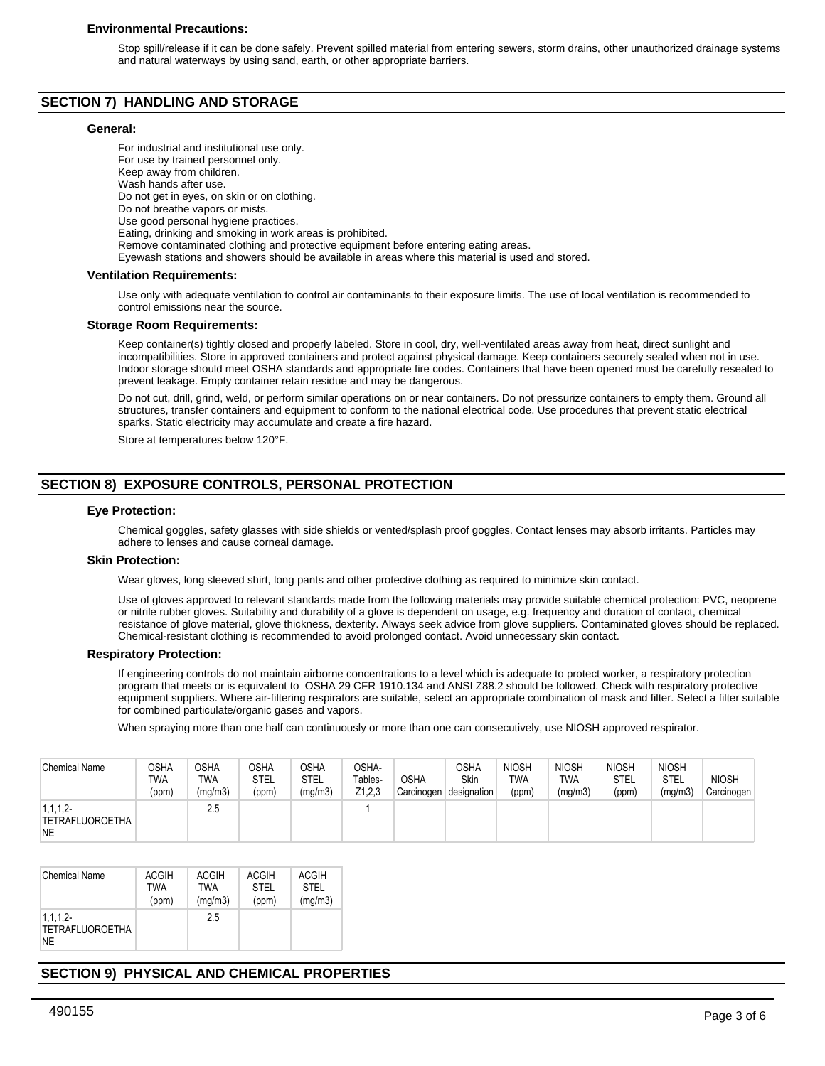### Environmental Precautions:

Stop spill/release if it can be done safely. Prevent spilled material from entering sewers, storm drains, other unauthorized drainage systems and natural waterways by using sand, earth, or other appropriate barriers.

## SECTION 7) HANDLING AND STORAGE

### General:

For industrial and institutional use only.
For use by trained personnel only.
Keep away from children.
Wash hands after use.
Do not get in eyes, on skin or on clothing.
Do not breathe vapors or mists.
Use good personal hygiene practices.
Eating, drinking and smoking in work areas is prohibited.
Remove contaminated clothing and protective equipment before entering eating areas.
Eyewash stations and showers should be available in areas where this material is used and stored.

### Ventilation Requirements:

Use only with adequate ventilation to control air contaminants to their exposure limits. The use of local ventilation is recommended to control emissions near the source.

### Storage Room Requirements:

Keep container(s) tightly closed and properly labeled. Store in cool, dry, well-ventilated areas away from heat, direct sunlight and incompatibilities. Store in approved containers and protect against physical damage. Keep containers securely sealed when not in use. Indoor storage should meet OSHA standards and appropriate fire codes. Containers that have been opened must be carefully resealed to prevent leakage. Empty container retain residue and may be dangerous.

Do not cut, drill, grind, weld, or perform similar operations on or near containers. Do not pressurize containers to empty them. Ground all structures, transfer containers and equipment to conform to the national electrical code. Use procedures that prevent static electrical sparks. Static electricity may accumulate and create a fire hazard.

Store at temperatures below 120°F.

## SECTION 8) EXPOSURE CONTROLS, PERSONAL PROTECTION

### Eye Protection:

Chemical goggles, safety glasses with side shields or vented/splash proof goggles. Contact lenses may absorb irritants. Particles may adhere to lenses and cause corneal damage.

### Skin Protection:

Wear gloves, long sleeved shirt, long pants and other protective clothing as required to minimize skin contact.

Use of gloves approved to relevant standards made from the following materials may provide suitable chemical protection: PVC, neoprene or nitrile rubber gloves. Suitability and durability of a glove is dependent on usage, e.g. frequency and duration of contact, chemical resistance of glove material, glove thickness, dexterity. Always seek advice from glove suppliers. Contaminated gloves should be replaced. Chemical-resistant clothing is recommended to avoid prolonged contact. Avoid unnecessary skin contact.

### Respiratory Protection:

If engineering controls do not maintain airborne concentrations to a level which is adequate to protect worker, a respiratory protection program that meets or is equivalent to OSHA 29 CFR 1910.134 and ANSI Z88.2 should be followed. Check with respiratory protective equipment suppliers. Where air-filtering respirators are suitable, select an appropriate combination of mask and filter. Select a filter suitable for combined particulate/organic gases and vapors.

When spraying more than one half can continuously or more than one can consecutively, use NIOSH approved respirator.

| Chemical Name | OSHA TWA (ppm) | OSHA TWA (mg/m3) | OSHA STEL (ppm) | OSHA STEL (mg/m3) | OSHA- Tables- Z1,2,3 | OSHA Carcinogen | OSHA Skin designation | NIOSH TWA (ppm) | NIOSH TWA (mg/m3) | NIOSH STEL (ppm) | NIOSH STEL (mg/m3) | NIOSH Carcinogen |
|---|---|---|---|---|---|---|---|---|---|---|---|---|
| 1,1,1,2- TETRAFLUOROETHANE | | 2.5 | | | 1 | | | | | | | |

| Chemical Name | ACGIH TWA (ppm) | ACGIH TWA (mg/m3) | ACGIH STEL (ppm) | ACGIH STEL (mg/m3) |
|---|---|---|---|---|
| 1,1,1,2- TETRAFLUOROETHANE | | 2.5 | | |

## SECTION 9) PHYSICAL AND CHEMICAL PROPERTIES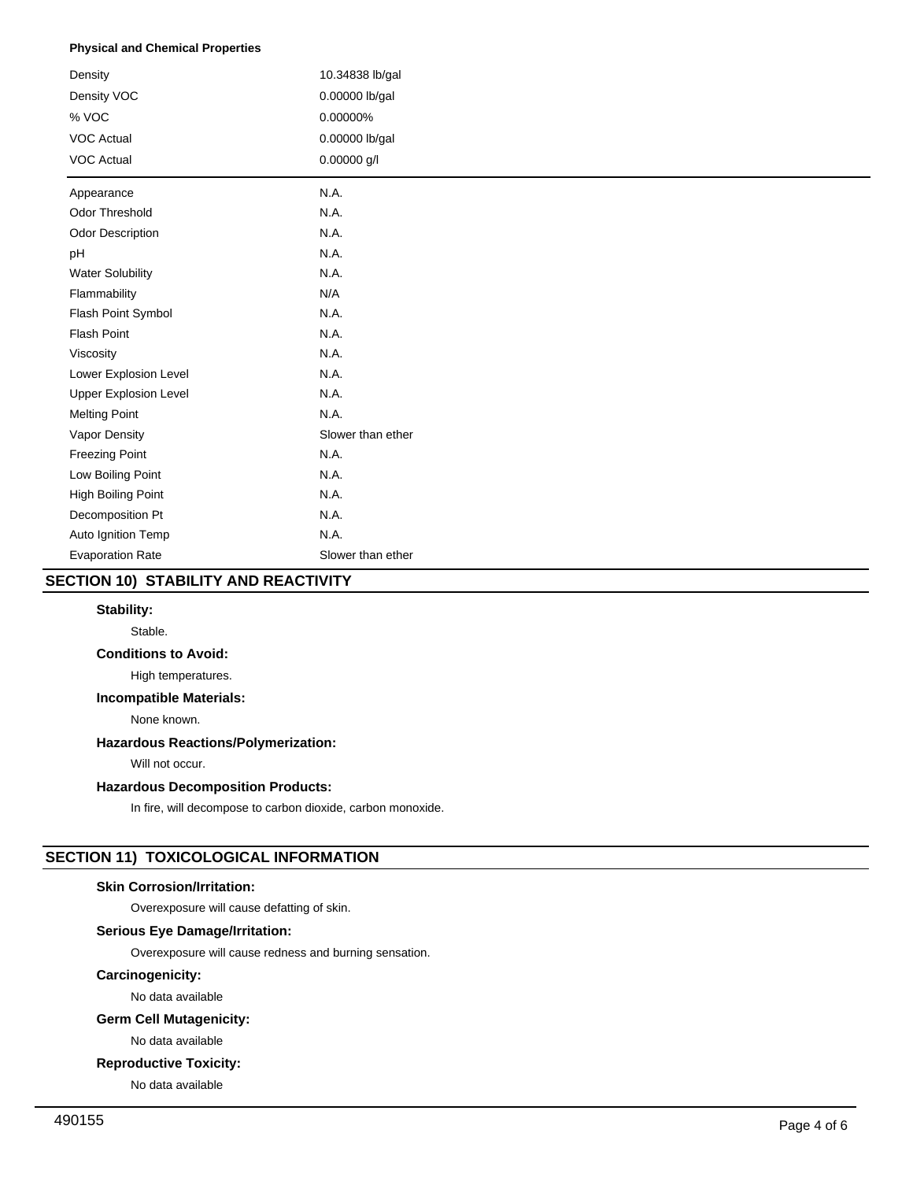**Physical and Chemical Properties**

| | |
|---|---|
| Density | 10.34838 lb/gal |
| Density VOC | 0.00000 lb/gal |
| % VOC | 0.00000% |
| VOC Actual | 0.00000 lb/gal |
| VOC Actual | 0.00000 g/l |

| | |
|---|---|
| Appearance | N.A. |
| Odor Threshold | N.A. |
| Odor Description | N.A. |
| pH | N.A. |
| Water Solubility | N.A. |
| Flammability | N/A |
| Flash Point Symbol | N.A. |
| Flash Point | N.A. |
| Viscosity | N.A. |
| Lower Explosion Level | N.A. |
| Upper Explosion Level | N.A. |
| Melting Point | N.A. |
| Vapor Density | Slower than ether |
| Freezing Point | N.A. |
| Low Boiling Point | N.A. |
| High Boiling Point | N.A. |
| Decomposition Pt | N.A. |
| Auto Ignition Temp | N.A. |
| Evaporation Rate | Slower than ether |

## SECTION 10) STABILITY AND REACTIVITY

**Stability:**

Stable.

**Conditions to Avoid:**

High temperatures.

**Incompatible Materials:**

None known.

**Hazardous Reactions/Polymerization:**

Will not occur.

**Hazardous Decomposition Products:**

In fire, will decompose to carbon dioxide, carbon monoxide.

## SECTION 11) TOXICOLOGICAL INFORMATION

**Skin Corrosion/Irritation:**

Overexposure will cause defatting of skin.

**Serious Eye Damage/Irritation:**

Overexposure will cause redness and burning sensation.

**Carcinogenicity:**

No data available

**Germ Cell Mutagenicity:**

No data available

**Reproductive Toxicity:**

No data available

490155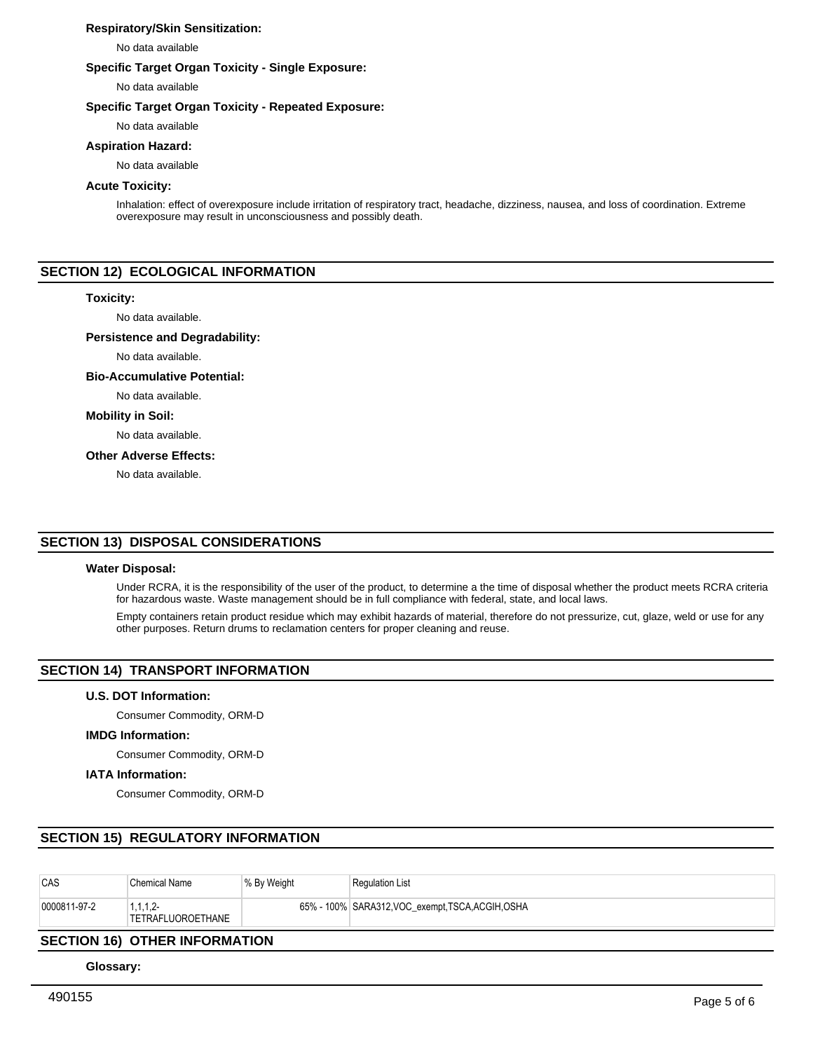### Respiratory/Skin Sensitization:

No data available

### Specific Target Organ Toxicity - Single Exposure:

No data available

### Specific Target Organ Toxicity - Repeated Exposure:

No data available

### Aspiration Hazard:

No data available

### Acute Toxicity:

Inhalation: effect of overexposure include irritation of respiratory tract, headache, dizziness, nausea, and loss of coordination. Extreme overexposure may result in unconsciousness and possibly death.

## SECTION 12) ECOLOGICAL INFORMATION

### Toxicity:

No data available.

### Persistence and Degradability:

No data available.

### Bio-Accumulative Potential:

No data available.

### Mobility in Soil:

No data available.

### Other Adverse Effects:

No data available.

## SECTION 13) DISPOSAL CONSIDERATIONS

### Water Disposal:

Under RCRA, it is the responsibility of the user of the product, to determine a the time of disposal whether the product meets RCRA criteria for hazardous waste. Waste management should be in full compliance with federal, state, and local laws.

Empty containers retain product residue which may exhibit hazards of material, therefore do not pressurize, cut, glaze, weld or use for any other purposes. Return drums to reclamation centers for proper cleaning and reuse.

## SECTION 14) TRANSPORT INFORMATION

### U.S. DOT Information:

Consumer Commodity, ORM-D

### IMDG Information:

Consumer Commodity, ORM-D

### IATA Information:

Consumer Commodity, ORM-D

## SECTION 15) REGULATORY INFORMATION

| CAS | Chemical Name | % By Weight | Regulation List |
|---|---|---|---|
| 0000811-97-2 | 1,1,1,2-TETRAFLUOROETHANE | 65% - 100% | SARA312,VOC_exempt,TSCA,ACGIH,OSHA |

## SECTION 16) OTHER INFORMATION

### Glossary:

490155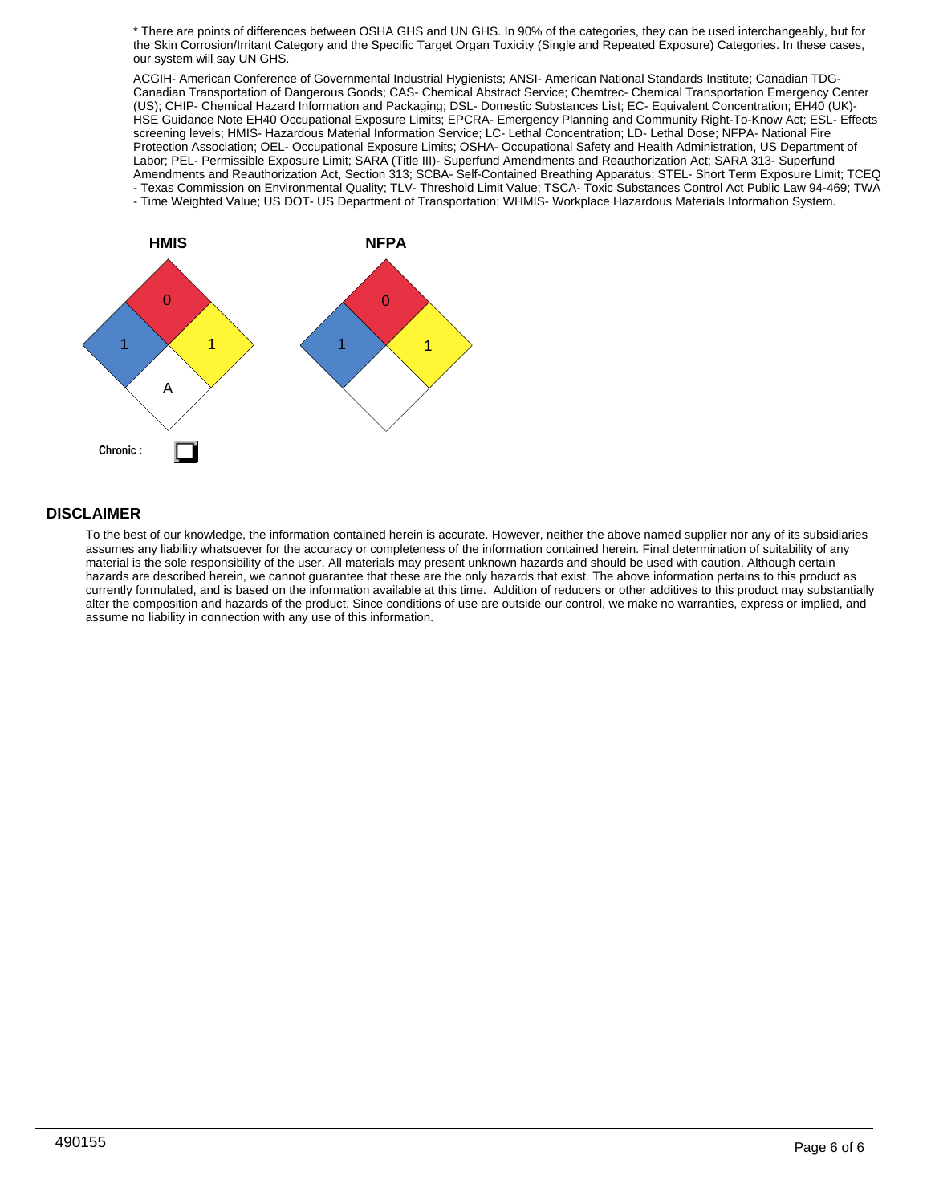* There are points of differences between OSHA GHS and UN GHS. In 90% of the categories, they can be used interchangeably, but for the Skin Corrosion/Irritant Category and the Specific Target Organ Toxicity (Single and Repeated Exposure) Categories. In these cases, our system will say UN GHS.

ACGIH- American Conference of Governmental Industrial Hygienists; ANSI- American National Standards Institute; Canadian TDG- Canadian Transportation of Dangerous Goods; CAS- Chemical Abstract Service; Chemtrec- Chemical Transportation Emergency Center (US); CHIP- Chemical Hazard Information and Packaging; DSL- Domestic Substances List; EC- Equivalent Concentration; EH40 (UK)- HSE Guidance Note EH40 Occupational Exposure Limits; EPCRA- Emergency Planning and Community Right-To-Know Act; ESL- Effects screening levels; HMIS- Hazardous Material Information Service; LC- Lethal Concentration; LD- Lethal Dose; NFPA- National Fire Protection Association; OEL- Occupational Exposure Limits; OSHA- Occupational Safety and Health Administration, US Department of Labor; PEL- Permissible Exposure Limit; SARA (Title III)- Superfund Amendments and Reauthorization Act; SARA 313- Superfund Amendments and Reauthorization Act, Section 313; SCBA- Self-Contained Breathing Apparatus; STEL- Short Term Exposure Limit; TCEQ - Texas Commission on Environmental Quality; TLV- Threshold Limit Value; TSCA- Toxic Substances Control Act Public Law 94-469; TWA - Time Weighted Value; US DOT- US Department of Transportation; WHMIS- Workplace Hazardous Materials Information System.

**HMIS**

0

1

1

A

**NFPA**

0

1

1

**Chronic :** ☐

## DISCLAIMER

To the best of our knowledge, the information contained herein is accurate. However, neither the above named supplier nor any of its subsidiaries assumes any liability whatsoever for the accuracy or completeness of the information contained herein. Final determination of suitability of any material is the sole responsibility of the user. All materials may present unknown hazards and should be used with caution. Although certain hazards are described herein, we cannot guarantee that these are the only hazards that exist. The above information pertains to this product as currently formulated, and is based on the information available at this time. Addition of reducers or other additives to this product may substantially alter the composition and hazards of the product. Since conditions of use are outside our control, we make no warranties, express or implied, and assume no liability in connection with any use of this information.

490155